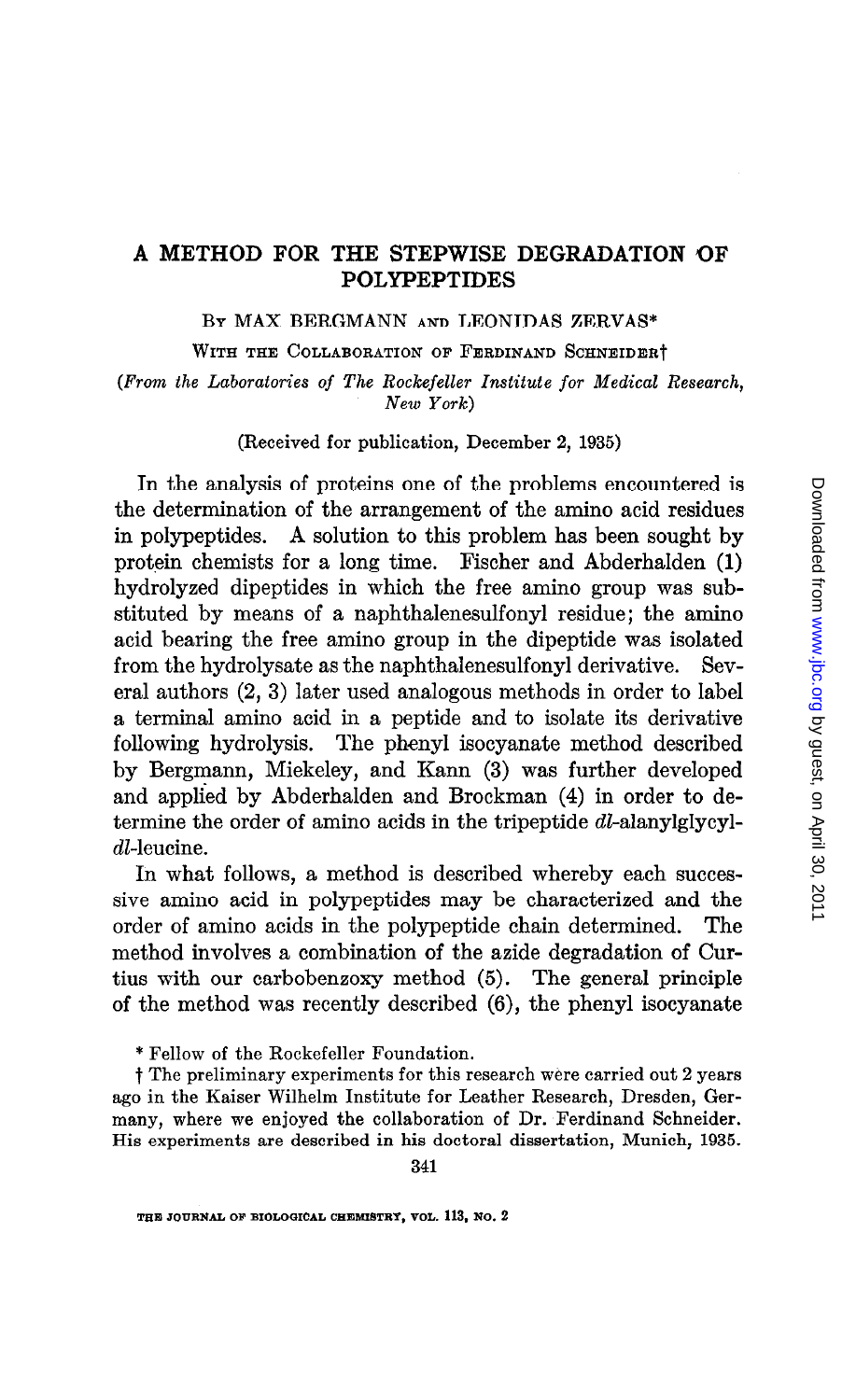# A METHOD FOR THE STEPWISE DEGRADATION OF POLYPEPTIDES

BY MAX BERGMANN AND LEONIDAS ZERVAS*

WITH THE COLLABORATION OF FERDINAND SCHNEIDER†

*(From the Laboratories of The Rockefeller Institute for Medical Research, New York)*

(Received for publication, December 2, 1935)

In the analysis of proteins one of the problems encountered is the determination of the arrangement of the amino acid residues in polypeptides. A solution to this problem has been sought by protein chemists for a long time. Fischer and Abderhalden (1) hydrolyzed dipeptides in which the free amino group was substituted by means of a naphthalenesulfonyl residue; the amino acid bearing the free amino group in the dipeptide was isolated from the hydrolysate as the naphthalenesulfonyl derivative. Several authors (2, 3) later used analogous methods in order to label a terminal amino acid in a peptide and to isolate its derivative following hydrolysis. The phenyl isocyanate method described by Bergmann, Miekeley, and Kann (3) was further developed and applied by Abderhalden and Brockman (4) in order to determine the order of amino acids in the tripeptide *dl*-alanylglycyl-*dl*-leucine.

In what follows, a method is described whereby each successive amino acid in polypeptides may be characterized and the order of amino acids in the polypeptide chain determined. The method involves a combination of the azide degradation of Curtius with our carbobenzoxy method (5). The general principle of the method was recently described (6), the phenyl isocyanate

\* Fellow of the Rockefeller Foundation.

† The preliminary experiments for this research were carried out 2 years ago in the Kaiser Wilhelm Institute for Leather Research, Dresden, Germany, where we enjoyed the collaboration of Dr. Ferdinand Schneider. His experiments are described in his doctoral dissertation, Munich, 1935.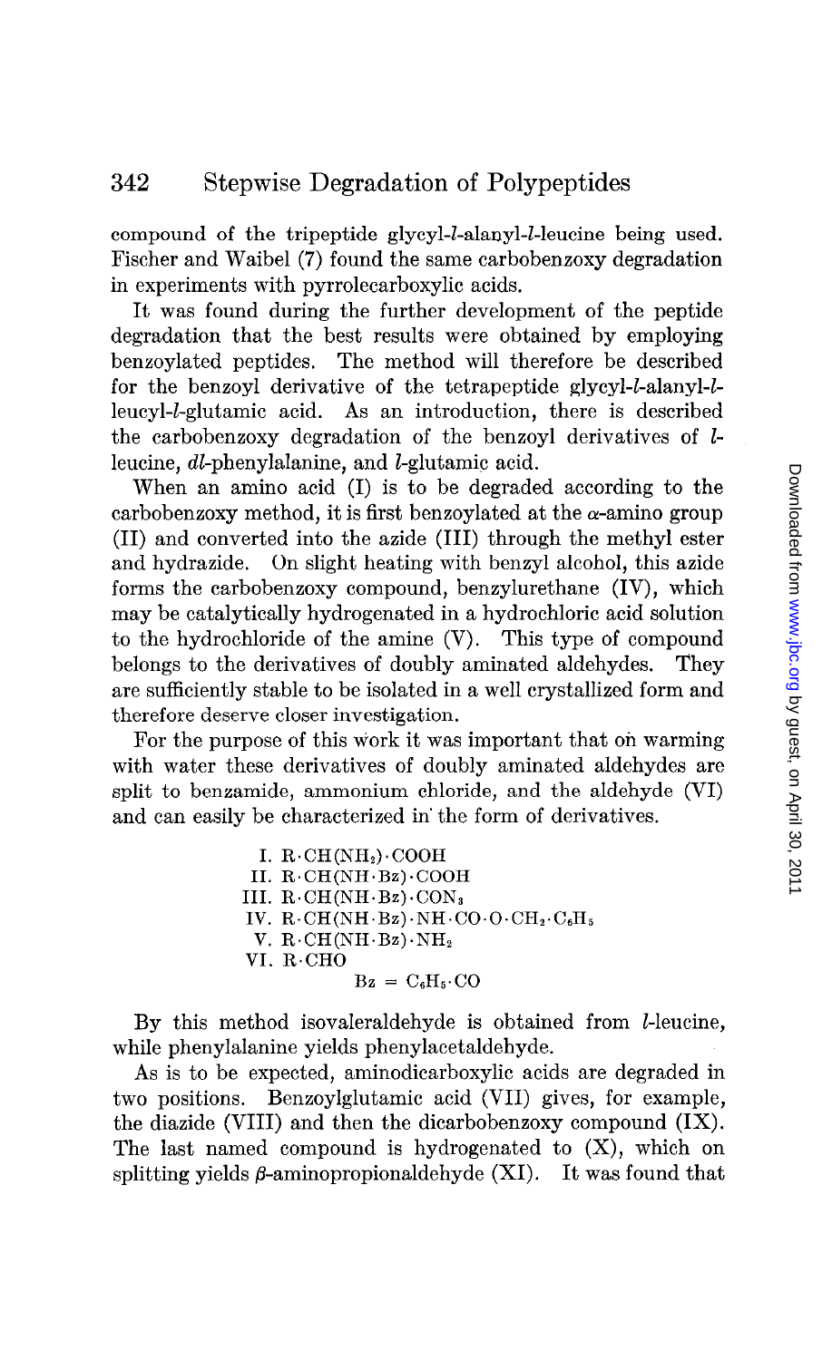compound of the tripeptide glycyl-*l*-alanyl-*l*-leucine being used. Fischer and Waibel (7) found the same carbobenzoxy degradation in experiments with pyrrolecarboxylic acids.

It was found during the further development of the peptide degradation that the best results were obtained by employing benzoylated peptides. The method will therefore be described for the benzoyl derivative of the tetrapeptide glycyl-*l*-alanyl-*l*-leucyl-*l*-glutamic acid. As an introduction, there is described the carbobenzoxy degradation of the benzoyl derivatives of *l*-leucine, *dl*-phenylalanine, and *l*-glutamic acid.

When an amino acid (I) is to be degraded according to the carbobenzoxy method, it is first benzoylated at the $\alpha$-amino group (II) and converted into the azide (III) through the methyl ester and hydrazide. On slight heating with benzyl alcohol, this azide forms the carbobenzoxy compound, benzylurethane (IV), which may be catalytically hydrogenated in a hydrochloric acid solution to the hydrochloride of the amine (V). This type of compound belongs to the derivatives of doubly aminated aldehydes. They are sufficiently stable to be isolated in a well crystallized form and therefore deserve closer investigation.

For the purpose of this work it was important that on warming with water these derivatives of doubly aminated aldehydes are split to benzamide, ammonium chloride, and the aldehyde (VI) and can easily be characterized in the form of derivatives.

I. $R \cdot CH(NH_2) \cdot COOH$
II. $R \cdot CH(NH \cdot Bz) \cdot COOH$
III. $R \cdot CH(NH \cdot Bz) \cdot CON_3$
IV. $R \cdot CH(NH \cdot Bz) \cdot NH \cdot CO \cdot O \cdot CH_2 \cdot C_6H_5$
V. $R \cdot CH(NH \cdot Bz) \cdot NH_2$
VI. $R \cdot CHO$

$Bz = C_6H_5 \cdot CO$

By this method isovaleraldehyde is obtained from *l*-leucine, while phenylalanine yields phenylacetaldehyde.

As is to be expected, aminodicarboxylic acids are degraded in two positions. Benzoylglutamic acid (VII) gives, for example, the diazide (VIII) and then the dicarbobenzoxy compound (IX). The last named compound is hydrogenated to (X), which on splitting yields $\beta$-aminopropionaldehyde (XI). It was found that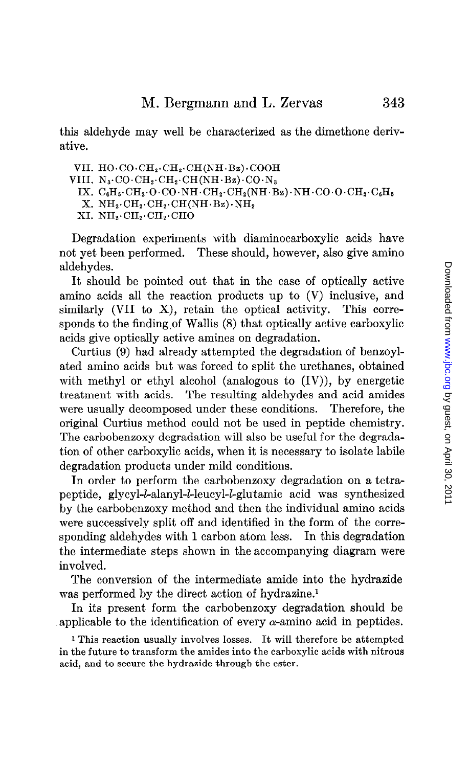this aldehyde may well be characterized as the dimethone derivative.

VII. $HO \cdot CO \cdot CH_2 \cdot CH_2 \cdot CH(NH \cdot Bz) \cdot COOH$

VIII. $N_3 \cdot CO \cdot CH_2 \cdot CH_2 \cdot CH(NH \cdot Bz) \cdot CO \cdot N_3$

IX. $C_6H_5 \cdot CH_2 \cdot O \cdot CO \cdot NH \cdot CH_2 \cdot CH_2(NH \cdot Bz) \cdot NH \cdot CO \cdot O \cdot CH_2 \cdot C_6H_5$

X. $NH_2 \cdot CH_2 \cdot CH_2 \cdot CH(NH \cdot Bz) \cdot NH_2$

XI. $NH_2 \cdot CH_2 \cdot CH_2 \cdot CHO$

Degradation experiments with diaminocarboxylic acids have not yet been performed. These should, however, also give amino aldehydes.

It should be pointed out that in the case of optically active amino acids all the reaction products up to (V) inclusive, and similarly (VII to X), retain the optical activity. This corresponds to the finding of Wallis (8) that optically active carboxylic acids give optically active amines on degradation.

Curtius (9) had already attempted the degradation of benzoylated amino acids but was forced to split the urethanes, obtained with methyl or ethyl alcohol (analogous to (IV)), by energetic treatment with acids. The resulting aldehydes and acid amides were usually decomposed under these conditions. Therefore, the original Curtius method could not be used in peptide chemistry. The carbobenzoxy degradation will also be useful for the degradation of other carboxylic acids, when it is necessary to isolate labile degradation products under mild conditions.

In order to perform the carbobenzoxy degradation on a tetrapeptide, glycyl-*l*-alanyl-*l*-leucyl-*l*-glutamic acid was synthesized by the carbobenzoxy method and then the individual amino acids were successively split off and identified in the form of the corresponding aldehydes with 1 carbon atom less. In this degradation the intermediate steps shown in the accompanying diagram were involved.

The conversion of the intermediate amide into the hydrazide was performed by the direct action of hydrazine.[1]

In its present form the carbobenzoxy degradation should be applicable to the identification of every $\alpha$-amino acid in peptides.

[1] This reaction usually involves losses. It will therefore be attempted in the future to transform the amides into the carboxylic acids with nitrous acid, and to secure the hydrazide through the ester.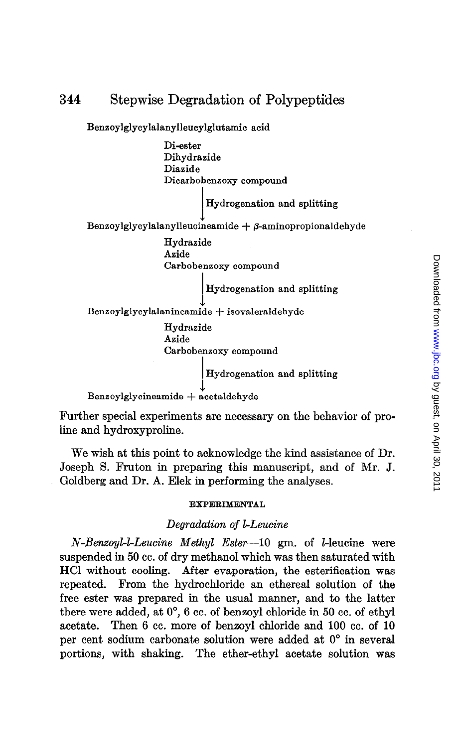Benzoylglycylalanylleucylglutamic acid

Di-ester
Dihydrazide
Diazide
Dicarbobenzoxy compound

| Hydrogenation and splitting
↓

Benzoylglycylalanylleucineamide + β-aminopropionaldehyde

Hydrazide
Azide
Carbobenzoxy compound

| Hydrogenation and splitting
↓

Benzoylglycylalanineamide + isovaleraldehyde

Hydrazide
Azide
Carbobenzoxy compound

| Hydrogenation and splitting
↓

Benzoylglycineamide + acetaldehyde

Further special experiments are necessary on the behavior of proline and hydroxyproline.

We wish at this point to acknowledge the kind assistance of Dr. Joseph S. Fruton in preparing this manuscript, and of Mr. J. Goldberg and Dr. A. Elek in performing the analyses.

## EXPERIMENTAL

### *Degradation of l-Leucine*

*N-Benzoyl-l-Leucine Methyl Ester*—10 gm. of *l*-leucine were suspended in 50 cc. of dry methanol which was then saturated with HCl without cooling. After evaporation, the esterification was repeated. From the hydrochloride an ethereal solution of the free ester was prepared in the usual manner, and to the latter there were added, at 0°, 6 cc. of benzoyl chloride in 50 cc. of ethyl acetate. Then 6 cc. more of benzoyl chloride and 100 cc. of 10 per cent sodium carbonate solution were added at 0° in several portions, with shaking. The ether-ethyl acetate solution was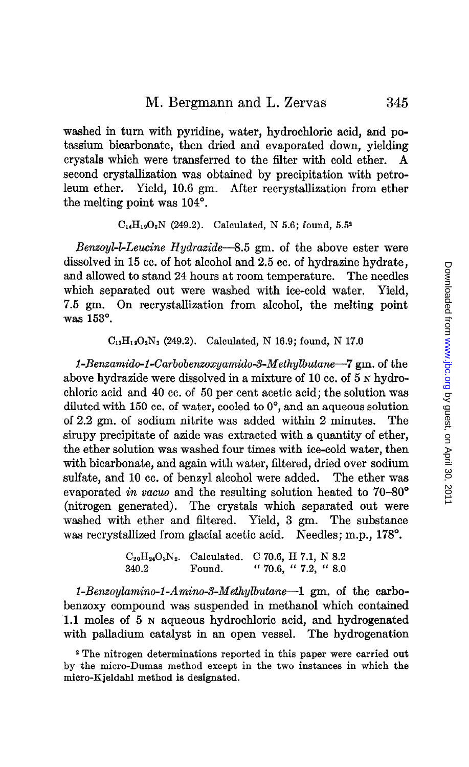washed in turn with pyridine, water, hydrochloric acid, and potassium bicarbonate, then dried and evaporated down, yielding crystals which were transferred to the filter with cold ether. A second crystallization was obtained by precipitation with petroleum ether. Yield, 10.6 gm. After recrystallization from ether the melting point was 104°.

$C_{14}H_{19}O_3N$ (249.2). Calculated, N 5.6; found, 5.5[2]

*Benzoyl-l-Leucine Hydrazide*—8.5 gm. of the above ester were dissolved in 15 cc. of hot alcohol and 2.5 cc. of hydrazine hydrate, and allowed to stand 24 hours at room temperature. The needles which separated out were washed with ice-cold water. Yield, 7.5 gm. On recrystallization from alcohol, the melting point was 153°.

$C_{13}H_{19}O_2N_3$ (249.2). Calculated, N 16.9; found, N 17.0

*1-Benzamido-1-Carbobenzoxyamido-3-Methylbutane*—7 gm. of the above hydrazide were dissolved in a mixture of 10 cc. of 5 N hydrochloric acid and 40 cc. of 50 per cent acetic acid; the solution was diluted with 150 cc. of water, cooled to 0°, and an aqueous solution of 2.2 gm. of sodium nitrite was added within 2 minutes. The sirupy precipitate of azide was extracted with a quantity of ether, the ether solution was washed four times with ice-cold water, then with bicarbonate, and again with water, filtered, dried over sodium sulfate, and 10 cc. of benzyl alcohol were added. The ether was evaporated *in vacuo* and the resulting solution heated to 70–80° (nitrogen generated). The crystals which separated out were washed with ether and filtered. Yield, 3 gm. The substance was recrystallized from glacial acetic acid. Needles; m.p., 178°.

| $C_{20}H_{24}O_3N_2$. | Calculated. | C 70.6, H 7.1, N 8.2 |
|---|---|---|
| 340.2 | Found. | " 70.6, " 7.2, " 8.0 |

*1-Benzoylamino-1-Amino-3-Methylbutane*—1 gm. of the carbobenzoxy compound was suspended in methanol which contained 1.1 moles of 5 N aqueous hydrochloric acid, and hydrogenated with palladium catalyst in an open vessel. The hydrogenation

[2] The nitrogen determinations reported in this paper were carried out by the micro-Dumas method except in the two instances in which the micro-Kjeldahl method is designated.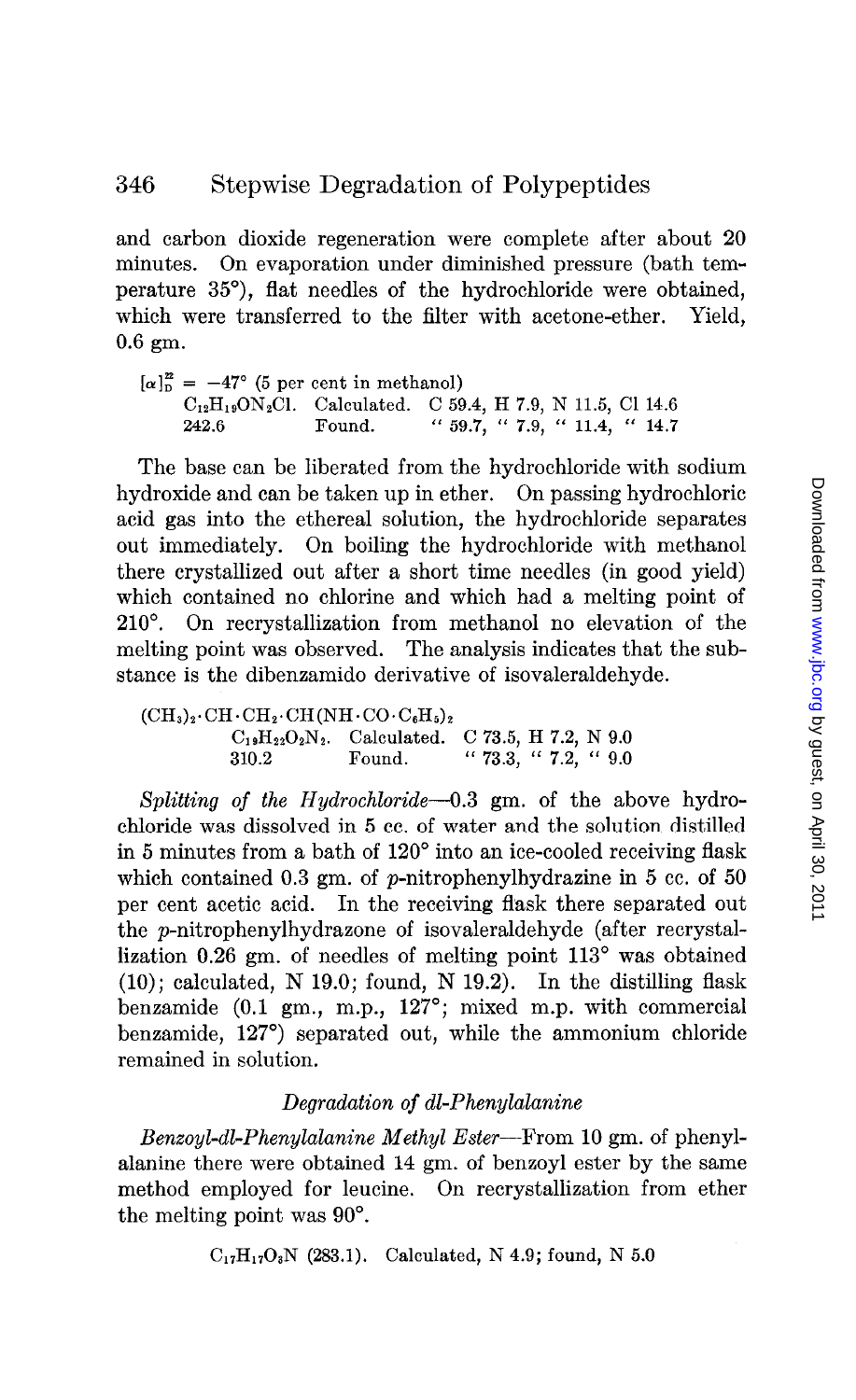and carbon dioxide regeneration were complete after about 20 minutes. On evaporation under diminished pressure (bath temperature 35°), flat needles of the hydrochloride were obtained, which were transferred to the filter with acetone-ether. Yield, 0.6 gm.

$[\alpha]_D^{22} = -47°$ (5 per cent in methanol)

| | | |
|---|---|---|
| $C_{12}H_{19}ON_2Cl$. | Calculated. | C 59.4, H 7.9, N 11.5, Cl 14.6 |
| 242.6 | Found. | " 59.7, " 7.9, " 11.4, " 14.7 |

The base can be liberated from the hydrochloride with sodium hydroxide and can be taken up in ether. On passing hydrochloric acid gas into the ethereal solution, the hydrochloride separates out immediately. On boiling the hydrochloride with methanol there crystallized out after a short time needles (in good yield) which contained no chlorine and which had a melting point of 210°. On recrystallization from methanol no elevation of the melting point was observed. The analysis indicates that the substance is the dibenzamido derivative of isovaleraldehyde.

$(CH_3)_2 \cdot CH \cdot CH_2 \cdot CH(NH \cdot CO \cdot C_6H_5)_2$

| | | |
|---|---|---|
| $C_{19}H_{22}O_2N_2$. | Calculated. | C 73.5, H 7.2, N 9.0 |
| 310.2 | Found. | " 73.3, " 7.2, " 9.0 |

*Splitting of the Hydrochloride*—0.3 gm. of the above hydrochloride was dissolved in 5 cc. of water and the solution distilled in 5 minutes from a bath of 120° into an ice-cooled receiving flask which contained 0.3 gm. of *p*-nitrophenylhydrazine in 5 cc. of 50 per cent acetic acid. In the receiving flask there separated out the *p*-nitrophenylhydrazone of isovaleraldehyde (after recrystallization 0.26 gm. of needles of melting point 113° was obtained (10); calculated, N 19.0; found, N 19.2). In the distilling flask benzamide (0.1 gm., m.p., 127°; mixed m.p. with commercial benzamide, 127°) separated out, while the ammonium chloride remained in solution.

### *Degradation of dl-Phenylalanine*

*Benzoyl-dl-Phenylalanine Methyl Ester*—From 10 gm. of phenylalanine there were obtained 14 gm. of benzoyl ester by the same method employed for leucine. On recrystallization from ether the melting point was 90°.

$C_{17}H_{17}O_3N$ (283.1). Calculated, N 4.9; found, N 5.0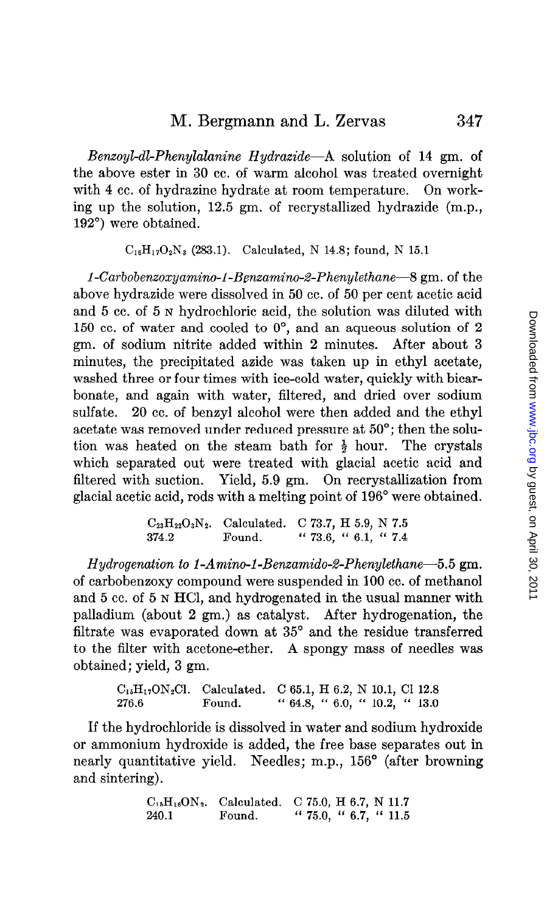*Benzoyl-dl-Phenylalanine Hydrazide*—A solution of 14 gm. of the above ester in 30 cc. of warm alcohol was treated overnight with 4 cc. of hydrazine hydrate at room temperature. On working up the solution, 12.5 gm. of recrystallized hydrazide (m.p., 192°) were obtained.

$C_{16}H_{17}O_2N_3$ (283.1). Calculated, N 14.8; found, N 15.1

*1-Carbobenzoxyamino-1-Benzamino-2-Phenylethane*—8 gm. of the above hydrazide were dissolved in 50 cc. of 50 per cent acetic acid and 5 cc. of 5 N hydrochloric acid, the solution was diluted with 150 cc. of water and cooled to 0°, and an aqueous solution of 2 gm. of sodium nitrite added within 2 minutes. After about 3 minutes, the precipitated azide was taken up in ethyl acetate, washed three or four times with ice-cold water, quickly with bicarbonate, and again with water, filtered, and dried over sodium sulfate. 20 cc. of benzyl alcohol were then added and the ethyl acetate was removed under reduced pressure at 50°; then the solution was heated on the steam bath for ½ hour. The crystals which separated out were treated with glacial acetic acid and filtered with suction. Yield, 5.9 gm. On recrystallization from glacial acetic acid, rods with a melting point of 196° were obtained.

| $C_{23}H_{22}O_3N_2$. | Calculated. | C 73.7, H 5.9, N 7.5 |
|---|---|---|
| 374.2 | Found. | " 73.6, " 6.1, " 7.4 |

*Hydrogenation to 1-Amino-1-Benzamido-2-Phenylethane*—5.5 gm. of carbobenzoxy compound were suspended in 100 cc. of methanol and 5 cc. of 5 N HCl, and hydrogenated in the usual manner with palladium (about 2 gm.) as catalyst. After hydrogenation, the filtrate was evaporated down at 35° and the residue transferred to the filter with acetone-ether. A spongy mass of needles was obtained; yield, 3 gm.

| $C_{15}H_{17}ON_2Cl$. | Calculated. | C 65.1, H 6.2, N 10.1, Cl 12.8 |
|---|---|---|
| 276.6 | Found. | " 64.8, " 6.0, " 10.2, " 13.0 |

If the hydrochloride is dissolved in water and sodium hydroxide or ammonium hydroxide is added, the free base separates out in nearly quantitative yield. Needles; m.p., 156° (after browning and sintering).

| $C_{15}H_{16}ON_2$. | Calculated. | C 75.0, H 6.7, N 11.7 |
|---|---|---|
| 240.1 | Found. | " 75.0, " 6.7, " 11.5 |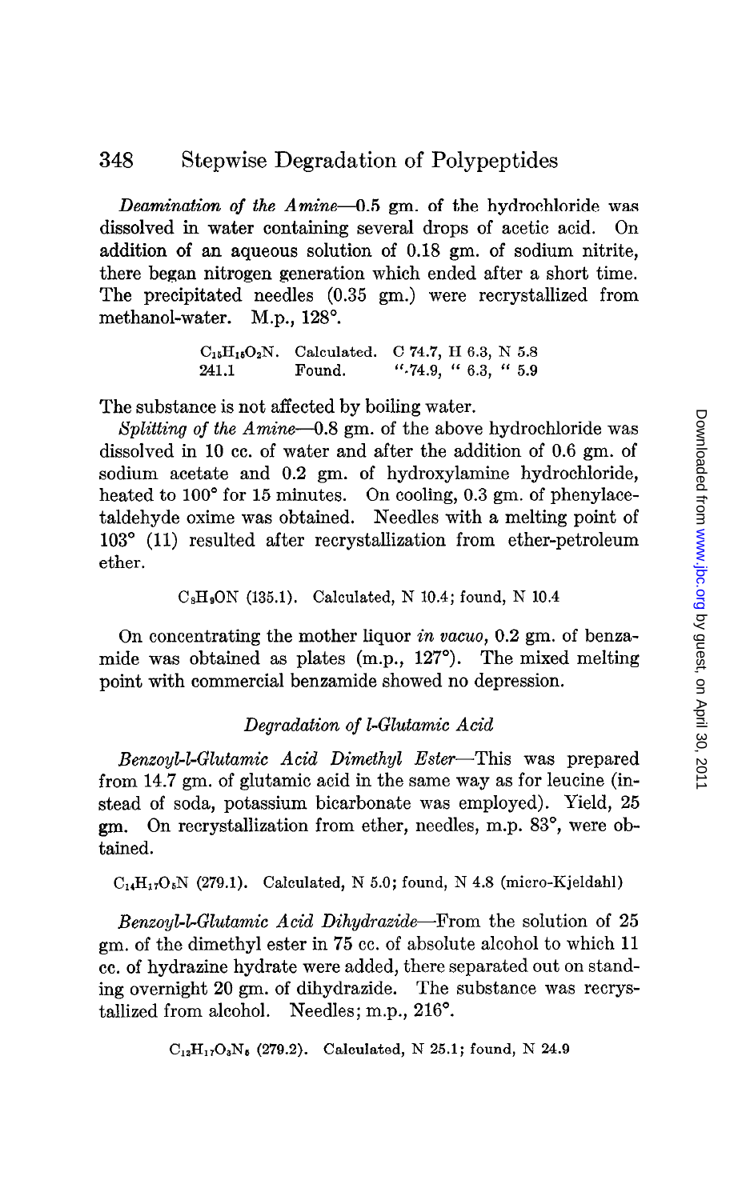*Deamination of the Amine*—0.5 gm. of the hydrochloride was dissolved in water containing several drops of acetic acid. On addition of an aqueous solution of 0.18 gm. of sodium nitrite, there began nitrogen generation which ended after a short time. The precipitated needles (0.35 gm.) were recrystallized from methanol-water. M.p., 128°.

| $C_{15}H_{15}O_2N$. | Calculated. | C 74.7, H 6.3, N 5.8 |
|---|---|---|
| 241.1 | Found. | " 74.9, " 6.3, " 5.9 |

The substance is not affected by boiling water.

*Splitting of the Amine*—0.8 gm. of the above hydrochloride was dissolved in 10 cc. of water and after the addition of 0.6 gm. of sodium acetate and 0.2 gm. of hydroxylamine hydrochloride, heated to 100° for 15 minutes. On cooling, 0.3 gm. of phenylacetaldehyde oxime was obtained. Needles with a melting point of 103° (11) resulted after recrystallization from ether-petroleum ether.

$C_8H_9ON$ (135.1). Calculated, N 10.4; found, N 10.4

On concentrating the mother liquor *in vacuo*, 0.2 gm. of benzamide was obtained as plates (m.p., 127°). The mixed melting point with commercial benzamide showed no depression.

### *Degradation of l-Glutamic Acid*

*Benzoyl-l-Glutamic Acid Dimethyl Ester*—This was prepared from 14.7 gm. of glutamic acid in the same way as for leucine (instead of soda, potassium bicarbonate was employed). Yield, 25 gm. On recrystallization from ether, needles, m.p. 83°, were obtained.

$C_{14}H_{17}O_5N$ (279.1). Calculated, N 5.0; found, N 4.8 (micro-Kjeldahl)

*Benzoyl-l-Glutamic Acid Dihydrazide*—From the solution of 25 gm. of the dimethyl ester in 75 cc. of absolute alcohol to which 11 cc. of hydrazine hydrate were added, there separated out on standing overnight 20 gm. of dihydrazide. The substance was recrystallized from alcohol. Needles; m.p., 216°.

$C_{12}H_{17}O_3N_5$ (279.2). Calculated, N 25.1; found, N 24.9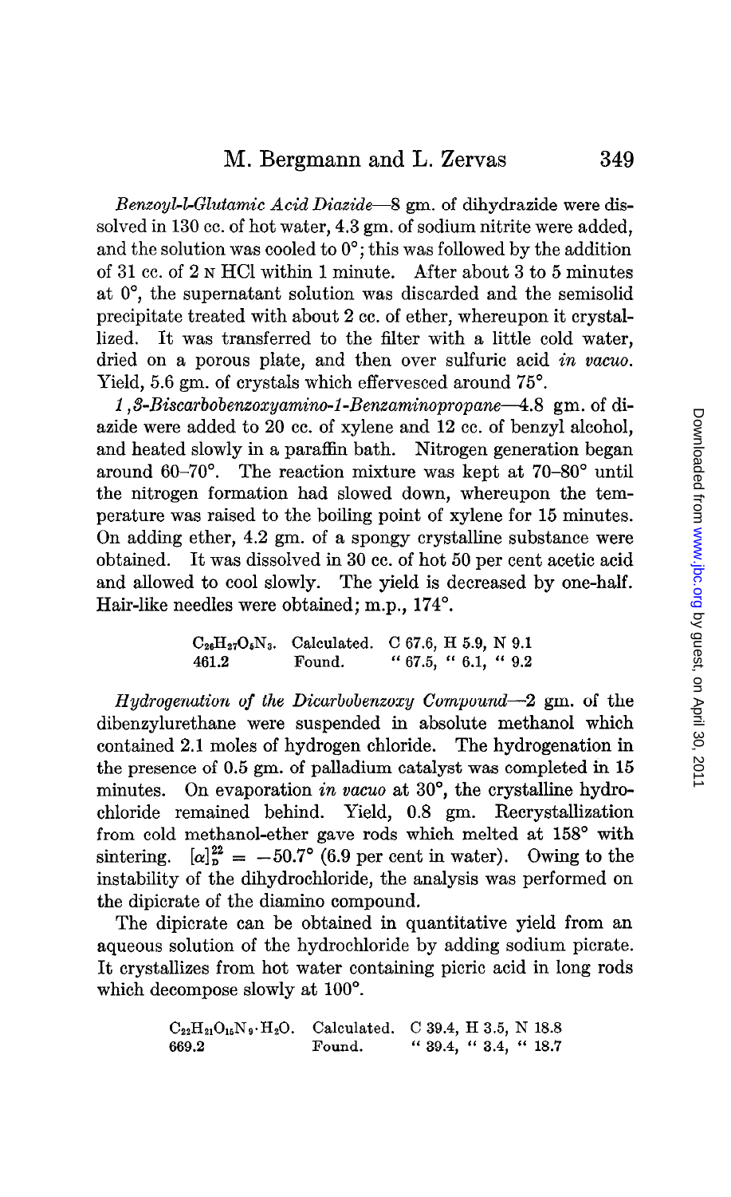*Benzoyl-l-Glutamic Acid Diazide*—8 gm. of dihydrazide were dissolved in 130 cc. of hot water, 4.3 gm. of sodium nitrite were added, and the solution was cooled to 0°; this was followed by the addition of 31 cc. of 2 N HCl within 1 minute. After about 3 to 5 minutes at 0°, the supernatant solution was discarded and the semisolid precipitate treated with about 2 cc. of ether, whereupon it crystallized. It was transferred to the filter with a little cold water, dried on a porous plate, and then over sulfuric acid *in vacuo*. Yield, 5.6 gm. of crystals which effervesced around 75°.

*1,3-Biscarbobenzoxyamino-1-Benzaminopropane*—4.8 gm. of diazide were added to 20 cc. of xylene and 12 cc. of benzyl alcohol, and heated slowly in a paraffin bath. Nitrogen generation began around 60–70°. The reaction mixture was kept at 70–80° until the nitrogen formation had slowed down, whereupon the temperature was raised to the boiling point of xylene for 15 minutes. On adding ether, 4.2 gm. of a spongy crystalline substance were obtained. It was dissolved in 30 cc. of hot 50 per cent acetic acid and allowed to cool slowly. The yield is decreased by one-half. Hair-like needles were obtained; m.p., 174°.

| $C_{26}H_{27}O_5N_3$. | Calculated. | C 67.6, H 5.9, N 9.1 |
|---|---|---|
| 461.2 | Found. | " 67.5, " 6.1, " 9.2 |

*Hydrogenation of the Dicarbobenzoxy Compound*—2 gm. of the dibenzylurethane were suspended in absolute methanol which contained 2.1 moles of hydrogen chloride. The hydrogenation in the presence of 0.5 gm. of palladium catalyst was completed in 15 minutes. On evaporation *in vacuo* at 30°, the crystalline hydrochloride remained behind. Yield, 0.8 gm. Recrystallization from cold methanol-ether gave rods which melted at 158° with sintering. $[\alpha]_D^{22} = -50.7°$ (6.9 per cent in water). Owing to the instability of the dihydrochloride, the analysis was performed on the dipicrate of the diamino compound.

The dipicrate can be obtained in quantitative yield from an aqueous solution of the hydrochloride by adding sodium picrate. It crystallizes from hot water containing picric acid in long rods which decompose slowly at 100°.

| $C_{22}H_{21}O_{15}N_9 \cdot H_2O$. | Calculated. | C 39.4, H 3.5, N 18.8 |
|---|---|---|
| 669.2 | Found. | " 39.4, " 3.4, " 18.7 |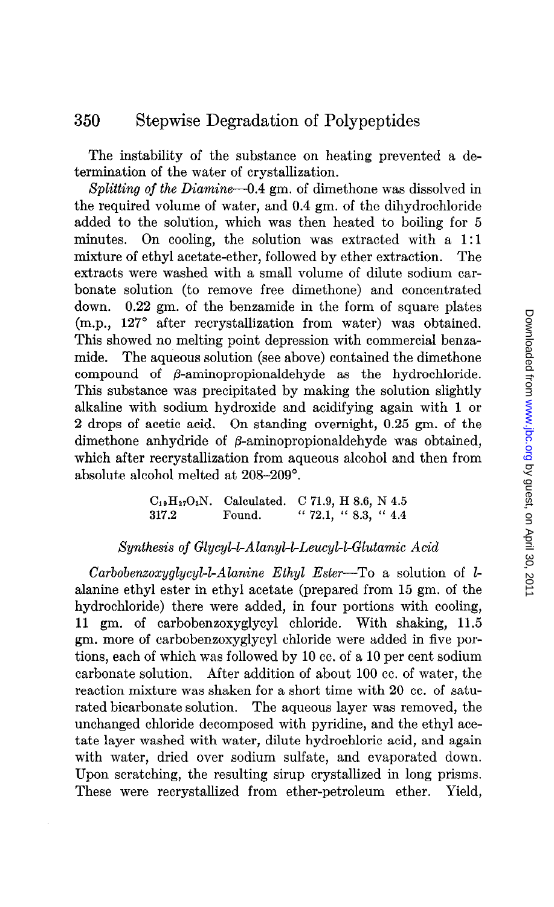The instability of the substance on heating prevented a determination of the water of crystallization.

*Splitting of the Diamine*—0.4 gm. of dimethone was dissolved in the required volume of water, and 0.4 gm. of the dihydrochloride added to the solution, which was then heated to boiling for 5 minutes. On cooling, the solution was extracted with a 1:1 mixture of ethyl acetate-ether, followed by ether extraction. The extracts were washed with a small volume of dilute sodium carbonate solution (to remove free dimethone) and concentrated down. 0.22 gm. of the benzamide in the form of square plates (m.p., 127° after recrystallization from water) was obtained. This showed no melting point depression with commercial benzamide. The aqueous solution (see above) contained the dimethone compound of β-aminopropionaldehyde as the hydrochloride. This substance was precipitated by making the solution slightly alkaline with sodium hydroxide and acidifying again with 1 or 2 drops of acetic acid. On standing overnight, 0.25 gm. of the dimethone anhydride of β-aminopropionaldehyde was obtained, which after recrystallization from aqueous alcohol and then from absolute alcohol melted at 208–209°.

| | | |
|---|---|---|
| $C_{19}H_{27}O_3N$. | Calculated. | C 71.9, H 8.6, N 4.5 |
| 317.2 | Found. | " 72.1, " 8.3, " 4.4 |

### *Synthesis of Glycyl-l-Alanyl-l-Leucyl-l-Glutamic Acid*

*Carbobenzoxyglycyl-l-Alanine Ethyl Ester*—To a solution of *l*-alanine ethyl ester in ethyl acetate (prepared from 15 gm. of the hydrochloride) there were added, in four portions with cooling, 11 gm. of carbobenzoxyglycyl chloride. With shaking, 11.5 gm. more of carbobenzoxyglycyl chloride were added in five portions, each of which was followed by 10 cc. of a 10 per cent sodium carbonate solution. After addition of about 100 cc. of water, the reaction mixture was shaken for a short time with 20 cc. of saturated bicarbonate solution. The aqueous layer was removed, the unchanged chloride decomposed with pyridine, and the ethyl acetate layer washed with water, dilute hydrochloric acid, and again with water, dried over sodium sulfate, and evaporated down. Upon scratching, the resulting sirup crystallized in long prisms. These were recrystallized from ether-petroleum ether. Yield,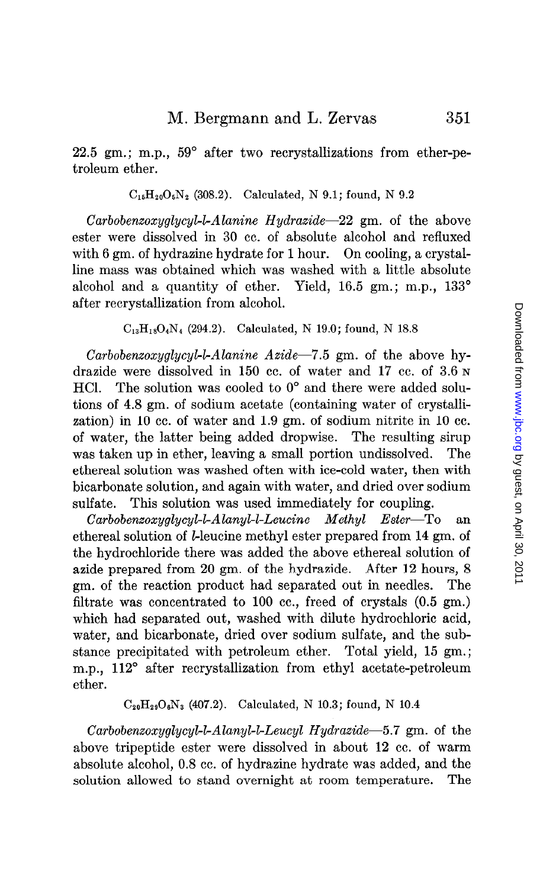22.5 gm.; m.p., 59° after two recrystallizations from ether-petroleum ether.

$C_{15}H_{20}O_5N_2$ (308.2). Calculated, N 9.1; found, N 9.2

*Carbobenzoxyglycyl-l-Alanine Hydrazide*—22 gm. of the above ester were dissolved in 30 cc. of absolute alcohol and refluxed with 6 gm. of hydrazine hydrate for 1 hour. On cooling, a crystalline mass was obtained which was washed with a little absolute alcohol and a quantity of ether. Yield, 16.5 gm.; m.p., 133° after recrystallization from alcohol.

$C_{13}H_{18}O_4N_4$ (294.2). Calculated, N 19.0; found, N 18.8

*Carbobenzoxyglycyl-l-Alanine Azide*—7.5 gm. of the above hydrazide were dissolved in 150 cc. of water and 17 cc. of 3.6 N HCl. The solution was cooled to 0° and there were added solutions of 4.8 gm. of sodium acetate (containing water of crystallization) in 10 cc. of water and 1.9 gm. of sodium nitrite in 10 cc. of water, the latter being added dropwise. The resulting sirup was taken up in ether, leaving a small portion undissolved. The ethereal solution was washed often with ice-cold water, then with bicarbonate solution, and again with water, and dried over sodium sulfate. This solution was used immediately for coupling.

*Carbobenzoxyglycyl-l-Alanyl-l-Leucine Methyl Ester*—To an ethereal solution of *l*-leucine methyl ester prepared from 14 gm. of the hydrochloride there was added the above ethereal solution of azide prepared from 20 gm. of the hydrazide. After 12 hours, 8 gm. of the reaction product had separated out in needles. The filtrate was concentrated to 100 cc., freed of crystals (0.5 gm.) which had separated out, washed with dilute hydrochloric acid, water, and bicarbonate, dried over sodium sulfate, and the substance precipitated with petroleum ether. Total yield, 15 gm.; m.p., 112° after recrystallization from ethyl acetate-petroleum ether.

$C_{20}H_{29}O_6N_3$ (407.2). Calculated, N 10.3; found, N 10.4

*Carbobenzoxyglycyl-l-Alanyl-l-Leucyl Hydrazide*—5.7 gm. of the above tripeptide ester were dissolved in about 12 cc. of warm absolute alcohol, 0.8 cc. of hydrazine hydrate was added, and the solution allowed to stand overnight at room temperature. The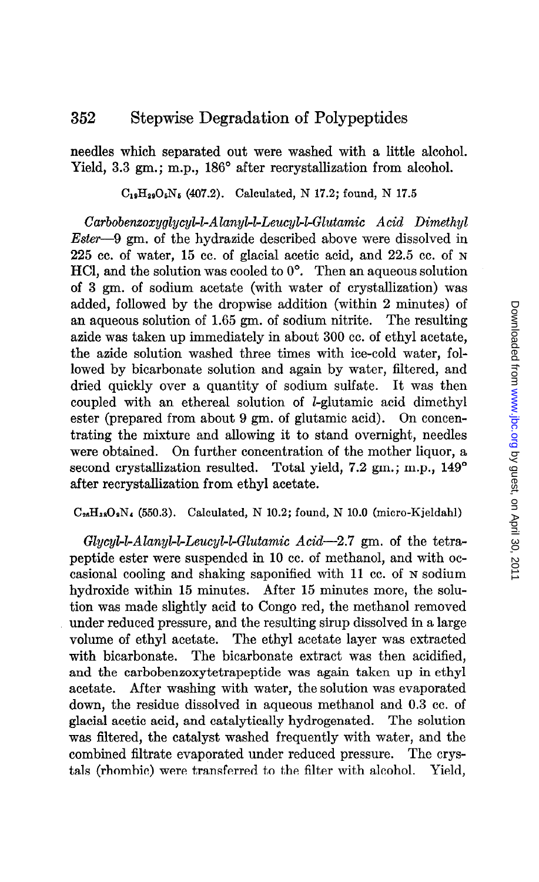needles which separated out were washed with a little alcohol. Yield, 3.3 gm.; m.p., 186° after recrystallization from alcohol.

$C_{18}H_{29}O_5N_5$ (407.2). Calculated, N 17.2; found, N 17.5

*Carbobenzoxyglycyl-l-Alanyl-l-Leucyl-l-Glutamic Acid Dimethyl Ester*—9 gm. of the hydrazide described above were dissolved in 225 cc. of water, 15 cc. of glacial acetic acid, and 22.5 cc. of N HCl, and the solution was cooled to 0°. Then an aqueous solution of 3 gm. of sodium acetate (with water of crystallization) was added, followed by the dropwise addition (within 2 minutes) of an aqueous solution of 1.65 gm. of sodium nitrite. The resulting azide was taken up immediately in about 300 cc. of ethyl acetate, the azide solution washed three times with ice-cold water, followed by bicarbonate solution and again by water, filtered, and dried quickly over a quantity of sodium sulfate. It was then coupled with an ethereal solution of *l*-glutamic acid dimethyl ester (prepared from about 9 gm. of glutamic acid). On concentrating the mixture and allowing it to stand overnight, needles were obtained. On further concentration of the mother liquor, a second crystallization resulted. Total yield, 7.2 gm.; m.p., 149° after recrystallization from ethyl acetate.

$C_{26}H_{38}O_9N_4$ (550.3). Calculated, N 10.2; found, N 10.0 (micro-Kjeldahl)

*Glycyl-l-Alanyl-l-Leucyl-l-Glutamic Acid*—2.7 gm. of the tetrapeptide ester were suspended in 10 cc. of methanol, and with occasional cooling and shaking saponified with 11 cc. of N sodium hydroxide within 15 minutes. After 15 minutes more, the solution was made slightly acid to Congo red, the methanol removed under reduced pressure, and the resulting sirup dissolved in a large volume of ethyl acetate. The ethyl acetate layer was extracted with bicarbonate. The bicarbonate extract was then acidified, and the carbobenzoxytetrapeptide was again taken up in ethyl acetate. After washing with water, the solution was evaporated down, the residue dissolved in aqueous methanol and 0.3 cc. of glacial acetic acid, and catalytically hydrogenated. The solution was filtered, the catalyst washed frequently with water, and the combined filtrate evaporated under reduced pressure. The crystals (rhombic) were transferred to the filter with alcohol. Yield,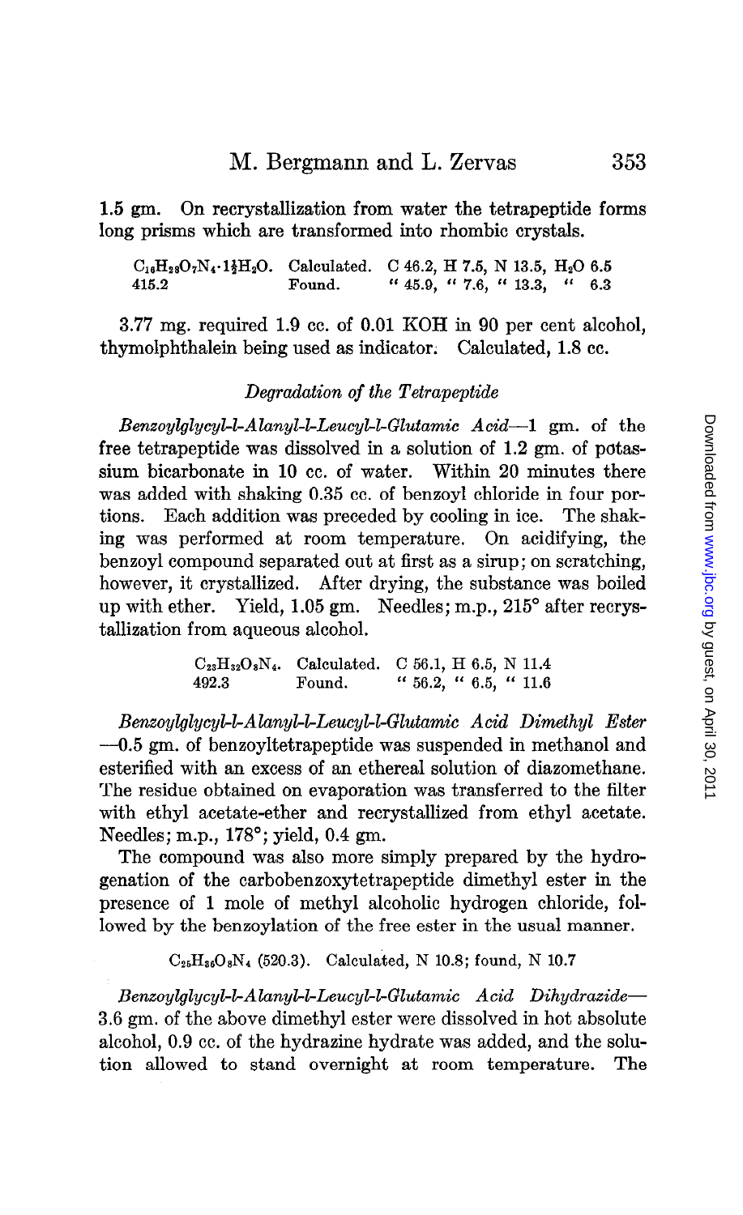1.5 gm. On recrystallization from water the tetrapeptide forms long prisms which are transformed into rhombic crystals.

| | | |
|---|---|---|
| $C_{16}H_{28}O_7N_4 \cdot 1\frac{1}{2}H_2O$. | Calculated. | C 46.2, H 7.5, N 13.5, $H_2O$ 6.5 |
| 415.2 | Found. | " 45.9, " 7.6, " 13.3, " 6.3 |

3.77 mg. required 1.9 cc. of 0.01 KOH in 90 per cent alcohol, thymolphthalein being used as indicator. Calculated, 1.8 cc.

### *Degradation of the Tetrapeptide*

*Benzoylglycyl-l-Alanyl-l-Leucyl-l-Glutamic Acid*—1 gm. of the free tetrapeptide was dissolved in a solution of 1.2 gm. of potassium bicarbonate in 10 cc. of water. Within 20 minutes there was added with shaking 0.35 cc. of benzoyl chloride in four portions. Each addition was preceded by cooling in ice. The shaking was performed at room temperature. On acidifying, the benzoyl compound separated out at first as a sirup; on scratching, however, it crystallized. After drying, the substance was boiled up with ether. Yield, 1.05 gm. Needles; m.p., 215° after recrystallization from aqueous alcohol.

| | | |
|---|---|---|
| $C_{23}H_{32}O_8N_4$. | Calculated. | C 56.1, H 6.5, N 11.4 |
| 492.3 | Found. | " 56.2, " 6.5, " 11.6 |

*Benzoylglycyl-l-Alanyl-l-Leucyl-l-Glutamic Acid Dimethyl Ester*—0.5 gm. of benzoyltetrapeptide was suspended in methanol and esterified with an excess of an ethereal solution of diazomethane. The residue obtained on evaporation was transferred to the filter with ethyl acetate-ether and recrystallized from ethyl acetate. Needles; m.p., 178°; yield, 0.4 gm.

The compound was also more simply prepared by the hydrogenation of the carbobenzoxytetrapeptide dimethyl ester in the presence of 1 mole of methyl alcoholic hydrogen chloride, followed by the benzoylation of the free ester in the usual manner.

$C_{25}H_{36}O_8N_4$ (520.3). Calculated, N 10.8; found, N 10.7

*Benzoylglycyl-l-Alanyl-l-Leucyl-l-Glutamic Acid Dihydrazide*—3.6 gm. of the above dimethyl ester were dissolved in hot absolute alcohol, 0.9 cc. of the hydrazine hydrate was added, and the solution allowed to stand overnight at room temperature. The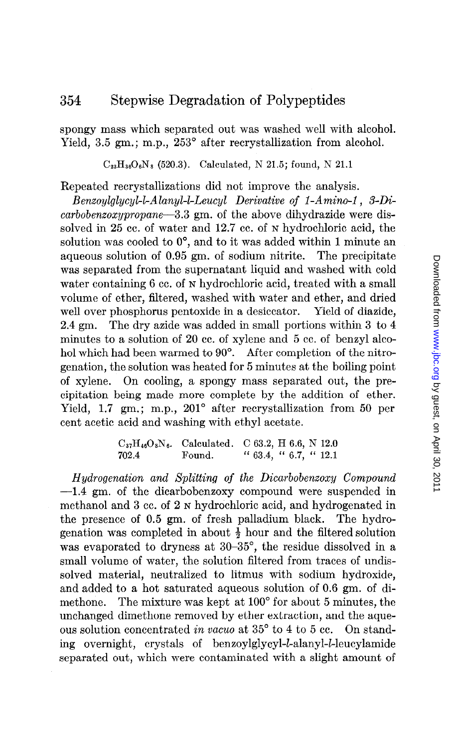spongy mass which separated out was washed well with alcohol. Yield, 3.5 gm.; m.p., 253° after recrystallization from alcohol.

$C_{23}H_{36}O_6N_8$ (520.3). Calculated, N 21.5; found, N 21.1

Repeated recrystallizations did not improve the analysis.

*Benzoylglycyl-l-Alanyl-l-Leucyl Derivative of 1-Amino-1, 3-Dicarbobenzoxypropane*—3.3 gm. of the above dihydrazide were dissolved in 25 cc. of water and 12.7 cc. of N hydrochloric acid, the solution was cooled to 0°, and to it was added within 1 minute an aqueous solution of 0.95 gm. of sodium nitrite. The precipitate was separated from the supernatant liquid and washed with cold water containing 6 cc. of N hydrochloric acid, treated with a small volume of ether, filtered, washed with water and ether, and dried well over phosphorus pentoxide in a desiccator. Yield of diazide, 2.4 gm. The dry azide was added in small portions within 3 to 4 minutes to a solution of 20 cc. of xylene and 5 cc. of benzyl alcohol which had been warmed to 90°. After completion of the nitrogenation, the solution was heated for 5 minutes at the boiling point of xylene. On cooling, a spongy mass separated out, the precipitation being made more complete by the addition of ether. Yield, 1.7 gm.; m.p., 201° after recrystallization from 50 per cent acetic acid and washing with ethyl acetate.

| $C_{37}H_{46}O_8N_6$. | Calculated. | C 63.2, H 6.6, N 12.0 |
|---|---|---|
| 702.4 | Found. | " 63.4, " 6.7, " 12.1 |

*Hydrogenation and Splitting of the Dicarbobenzoxy Compound*—1.4 gm. of the dicarbobenzoxy compound were suspended in methanol and 3 cc. of 2 N hydrochloric acid, and hydrogenated in the presence of 0.5 gm. of fresh palladium black. The hydrogenation was completed in about ½ hour and the filtered solution was evaporated to dryness at 30–35°, the residue dissolved in a small volume of water, the solution filtered from traces of undissolved material, neutralized to litmus with sodium hydroxide, and added to a hot saturated aqueous solution of 0.6 gm. of dimethone. The mixture was kept at 100° for about 5 minutes, the unchanged dimethone removed by ether extraction, and the aqueous solution concentrated *in vacuo* at 35° to 4 to 5 cc. On standing overnight, crystals of benzoylglycyl-*l*-alanyl-*l*-leucylamide separated out, which were contaminated with a slight amount of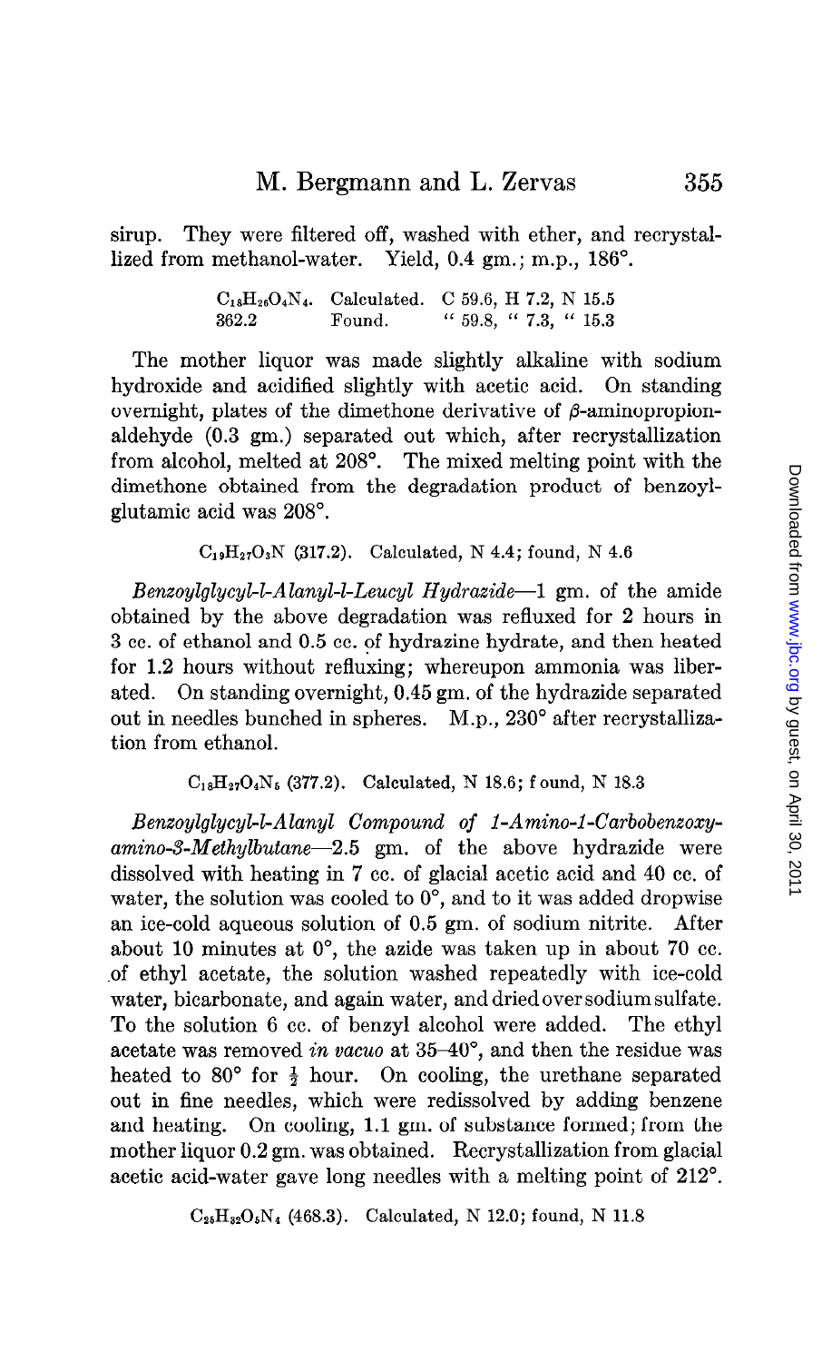sirup. They were filtered off, washed with ether, and recrystallized from methanol-water. Yield, 0.4 gm.; m.p., 186°.

| $C_{18}H_{26}O_4N_4$. | Calculated. | C 59.6, H 7.2, N 15.5 |
|---|---|---|
| 362.2 | Found. | " 59.8, " 7.3, " 15.3 |

The mother liquor was made slightly alkaline with sodium hydroxide and acidified slightly with acetic acid. On standing overnight, plates of the dimethone derivative of β-aminopropionaldehyde (0.3 gm.) separated out which, after recrystallization from alcohol, melted at 208°. The mixed melting point with the dimethone obtained from the degradation product of benzoylglutamic acid was 208°.

$C_{19}H_{27}O_3N$ (317.2). Calculated, N 4.4; found, N 4.6

*Benzoylglycyl-l-Alanyl-l-Leucyl Hydrazide*—1 gm. of the amide obtained by the above degradation was refluxed for 2 hours in 3 cc. of ethanol and 0.5 cc. of hydrazine hydrate, and then heated for 1.2 hours without refluxing; whereupon ammonia was liberated. On standing overnight, 0.45 gm. of the hydrazide separated out in needles bunched in spheres. M.p., 230° after recrystallization from ethanol.

$C_{18}H_{27}O_4N_5$ (377.2). Calculated, N 18.6; found, N 18.3

*Benzoylglycyl-l-Alanyl Compound of 1-Amino-1-Carbobenzoxyamino-3-Methylbutane*—2.5 gm. of the above hydrazide were dissolved with heating in 7 cc. of glacial acetic acid and 40 cc. of water, the solution was cooled to 0°, and to it was added dropwise an ice-cold aqueous solution of 0.5 gm. of sodium nitrite. After about 10 minutes at 0°, the azide was taken up in about 70 cc. of ethyl acetate, the solution washed repeatedly with ice-cold water, bicarbonate, and again water, and dried over sodium sulfate. To the solution 6 cc. of benzyl alcohol were added. The ethyl acetate was removed *in vacuo* at 35–40°, and then the residue was heated to 80° for ½ hour. On cooling, the urethane separated out in fine needles, which were redissolved by adding benzene and heating. On cooling, 1.1 gm. of substance formed; from the mother liquor 0.2 gm. was obtained. Recrystallization from glacial acetic acid-water gave long needles with a melting point of 212°.

$C_{25}H_{32}O_5N_4$ (468.3). Calculated, N 12.0; found, N 11.8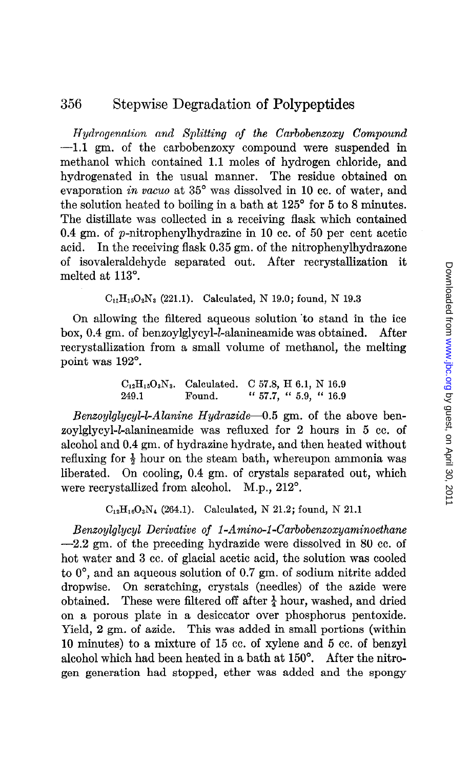*Hydrogenation and Splitting of the Carbobenzoxy Compound* —1.1 gm. of the carbobenzoxy compound were suspended in methanol which contained 1.1 moles of hydrogen chloride, and hydrogenated in the usual manner. The residue obtained on evaporation *in vacuo* at 35° was dissolved in 10 cc. of water, and the solution heated to boiling in a bath at 125° for 5 to 8 minutes. The distillate was collected in a receiving flask which contained 0.4 gm. of *p*-nitrophenylhydrazine in 10 cc. of 50 per cent acetic acid. In the receiving flask 0.35 gm. of the nitrophenylhydrazone of isovaleraldehyde separated out. After recrystallization it melted at 113°.

$C_{11}H_{15}O_2N_3$ (221.1). Calculated, N 19.0; found, N 19.3

On allowing the filtered aqueous solution to stand in the ice box, 0.4 gm. of benzoylglycyl-*l*-alanineamide was obtained. After recrystallization from a small volume of methanol, the melting point was 192°.

| | | |
|---|---|---|
| $C_{12}H_{15}O_3N_3$. | Calculated. | C 57.8, H 6.1, N 16.9 |
| 249.1 | Found. | " 57.7, " 5.9, " 16.9 |

*Benzoylglycyl-l-Alanine Hydrazide*—0.5 gm. of the above benzoylglycyl-*l*-alanineamide was refluxed for 2 hours in 5 cc. of alcohol and 0.4 gm. of hydrazine hydrate, and then heated without refluxing for ½ hour on the steam bath, whereupon ammonia was liberated. On cooling, 0.4 gm. of crystals separated out, which were recrystallized from alcohol. M.p., 212°.

$C_{12}H_{16}O_3N_4$ (264.1). Calculated, N 21.2; found, N 21.1

*Benzoylglycyl Derivative of 1-Amino-1-Carbobenzoxyaminoethane* —2.2 gm. of the preceding hydrazide were dissolved in 80 cc. of hot water and 3 cc. of glacial acetic acid, the solution was cooled to 0°, and an aqueous solution of 0.7 gm. of sodium nitrite added dropwise. On scratching, crystals (needles) of the azide were obtained. These were filtered off after ¼ hour, washed, and dried on a porous plate in a desiccator over phosphorus pentoxide. Yield, 2 gm. of azide. This was added in small portions (within 10 minutes) to a mixture of 15 cc. of xylene and 5 cc. of benzyl alcohol which had been heated in a bath at 150°. After the nitrogen generation had stopped, ether was added and the spongy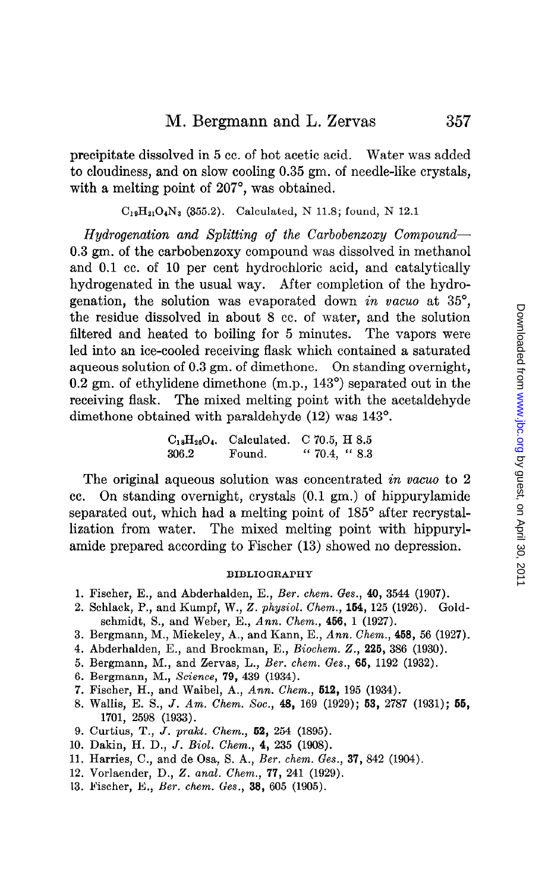precipitate dissolved in 5 cc. of hot acetic acid. Water was added to cloudiness, and on slow cooling 0.35 gm. of needle-like crystals, with a melting point of 207°, was obtained.

$C_{19}H_{21}O_4N_3$ (355.2). Calculated, N 11.8; found, N 12.1

*Hydrogenation and Splitting of the Carbobenzoxy Compound*— 0.3 gm. of the carbobenzoxy compound was dissolved in methanol and 0.1 cc. of 10 per cent hydrochloric acid, and catalytically hydrogenated in the usual way. After completion of the hydrogenation, the solution was evaporated down *in vacuo* at 35°, the residue dissolved in about 8 cc. of water, and the solution filtered and heated to boiling for 5 minutes. The vapors were led into an ice-cooled receiving flask which contained a saturated aqueous solution of 0.3 gm. of dimethone. On standing overnight, 0.2 gm. of ethylidene dimethone (m.p., 143°) separated out in the receiving flask. The mixed melting point with the acetaldehyde dimethone obtained with paraldehyde (12) was 143°.

| | | |
|---|---|---|
| $C_{18}H_{26}O_4$. | Calculated. | C 70.5, H 8.5 |
| 306.2 | Found. | " 70.4, " 8.3 |

The original aqueous solution was concentrated *in vacuo* to 2 cc. On standing overnight, crystals (0.1 gm.) of hippurylamide separated out, which had a melting point of 185° after recrystallization from water. The mixed melting point with hippurylamide prepared according to Fischer (13) showed no depression.

## BIBLIOGRAPHY

1. Fischer, E., and Abderhalden, E., *Ber. chem. Ges.*, **40**, 3544 (1907).
2. Schlack, P., and Kumpf, W., *Z. physiol. Chem.*, **154**, 125 (1926). Goldschmidt, S., and Weber, E., *Ann. Chem.*, **456**, 1 (1927).
3. Bergmann, M., Miekeley, A., and Kann, E., *Ann. Chem.*, **458**, 56 (1927).
4. Abderhalden, E., and Brockman, E., *Biochem. Z.*, **225**, 386 (1930).
5. Bergmann, M., and Zervas, L., *Ber. chem. Ges.*, **65**, 1192 (1932).
6. Bergmann, M., *Science*, **79**, 439 (1934).
7. Fischer, H., and Waibel, A., *Ann. Chem.*, **512**, 195 (1934).
8. Wallis, E. S., *J. Am. Chem. Soc.*, **48**, 169 (1929); **53**, 2787 (1931); **55**, 1701, 2598 (1933).
9. Curtius, T., *J. prakt. Chem.*, **52**, 254 (1895).
10. Dakin, H. D., *J. Biol. Chem.*, **4**, 235 (1908).
11. Harries, C., and de Osa, S. A., *Ber. chem. Ges.*, **37**, 842 (1904).
12. Vorlaender, D., *Z. anal. Chem.*, **77**, 241 (1929).
13. Fischer, E., *Ber. chem. Ges.*, **38**, 605 (1905).